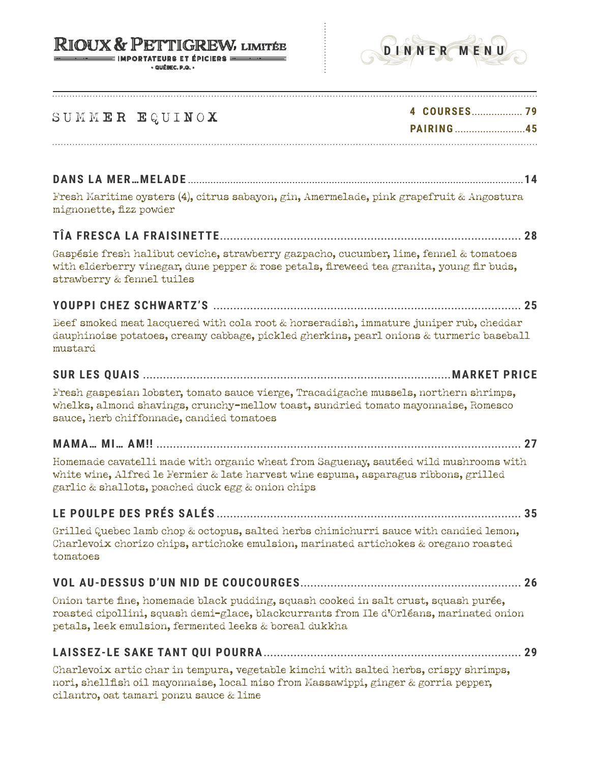# RIOUX & PETTIGREW, LIMITÉE

IMPORTATEURS ET ÉPICIERS
• QUÉBEC, P.Q. •

DINNER MENU

## SUMMER EQUINOX

**4 COURSES** .................. **79**
**PAIRING** .......................... **45**

---

**DANS LA MER…MELADE** ........................................ **14**

Fresh Maritime oysters (4), citrus sabayon, gin, Amermelade, pink grapefruit & Angostura mignonette, fizz powder

**TÎA FRESCA LA FRAISINETTE** ........................................ **28**

Gaspésie fresh halibut ceviche, strawberry gazpacho, cucumber, lime, fennel & tomatoes with elderberry vinegar, dune pepper & rose petals, fireweed tea granita, young fir buds, strawberry & fennel tuiles

**YOUPPI CHEZ SCHWARTZ'S** ........................................ **25**

Beef smoked meat lacquered with cola root & horseradish, immature juniper rub, cheddar dauphinoise potatoes, creamy cabbage, pickled gherkins, pearl onions & turmeric baseball mustard

**SUR LES QUAIS** ........................................ **MARKET PRICE**

Fresh gaspesian lobster, tomato sauce vierge, Tracadigache mussels, northern shrimps, whelks, almond shavings, crunchy-mellow toast, sundried tomato mayonnaise, Romesco sauce, herb chiffonnade, candied tomatoes

**MAMA… MI… AM!!** ........................................ **27**

Homemade cavatelli made with organic wheat from Saguenay, sautéed wild mushrooms with white wine, Alfred le Fermier & late harvest wine espuma, asparagus ribbons, grilled garlic & shallots, poached duck egg & onion chips

**LE POULPE DES PRÉS SALÉS** ........................................ **35**

Grilled Quebec lamb chop & octopus, salted herbs chimichurri sauce with candied lemon, Charlevoix chorizo chips, artichoke emulsion, marinated artichokes & oregano roasted tomatoes

**VOL AU-DESSUS D'UN NID DE COUCOURGES** ........................................ **26**

Onion tarte fine, homemade black pudding, squash cooked in salt crust, squash purée, roasted cipollini, squash demi-glace, blackcurrants from Ile d'Orléans, marinated onion petals, leek emulsion, fermented leeks & boreal dukkha

**LAISSEZ-LE SAKE TANT QUI POURRA** ........................................ **29**

Charlevoix artic char in tempura, vegetable kimchi with salted herbs, crispy shrimps, nori, shellfish oil mayonnaise, local miso from Massawippi, ginger & gorria pepper, cilantro, oat tamari ponzu sauce & lime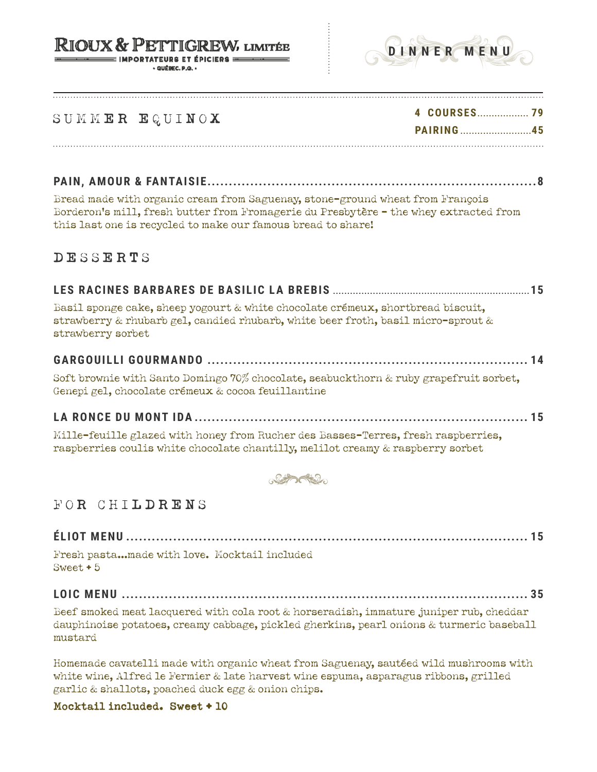**RIOUX & PETTIGREW, LIMITÉE**
IMPORTATEURS ET ÉPICIERS
• QUÉBEC, P.Q. •

# DINNER MENU

## SUMMER EQUINOX

**4 COURSES.................. 79**
**PAIRING.........................45**

**PAIN, AMOUR & FANTAISIE..........................................................................8**

Bread made with organic cream from Saguenay, stone-ground wheat from François Borderon's mill, fresh butter from Fromagerie du Presbytère - the whey extracted from this last one is recycled to make our famous bread to share!

## DESSERTS

**LES RACINES BARBARES DE BASILIC LA BREBIS ....................................................................15**

Basil sponge cake, sheep yogourt & white chocolate crémeux, shortbread biscuit, strawberry & rhubarb gel, candied rhubarb, white beer froth, basil micro-sprout & strawberry sorbet

**GARGOUILLI GOURMANDO ........................................................................ 14**

Soft brownie with Santo Domingo 70% chocolate, seabuckthorn & ruby grapefruit sorbet, Genepi gel, chocolate crémeux & cocoa feuillantine

**LA RONCE DU MONT IDA............................................................................ 15**

Mille-feuille glazed with honey from Rucher des Basses-Terres, fresh raspberries, raspberries coulis white chocolate chantilly, melilot creamy & raspberry sorbet

## FOR CHILDRENS

**ÉLIOT MENU ........................................................................................... 15**

Fresh pasta...made with love. Mocktail included
Sweet + 5

**LOIC MENU ............................................................................................ 35**

Beef smoked meat lacquered with cola root & horseradish, immature juniper rub, cheddar dauphinoise potatoes, creamy cabbage, pickled gherkins, pearl onions & turmeric baseball mustard

Homemade cavatelli made with organic wheat from Saguenay, sautéed wild mushrooms with white wine, Alfred le Fermier & late harvest wine espuma, asparagus ribbons, grilled garlic & shallots, poached duck egg & onion chips.

**Mocktail included. Sweet + 10**